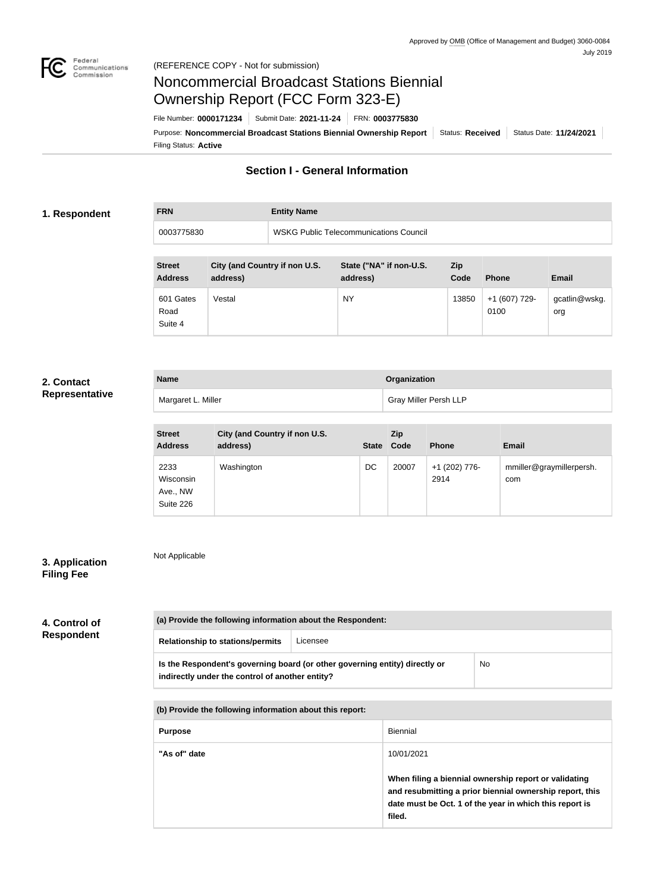Approved by OMB (Office of Management and Budget) 3060-0084
July 2019

(REFERENCE COPY - Not for submission)

# Noncommercial Broadcast Stations Biennial Ownership Report (FCC Form 323-E)

File Number: **0000171234** | Submit Date: **2021-11-24** | FRN: **0003775830**

Purpose: **Noncommercial Broadcast Stations Biennial Ownership Report** | Status: **Received** | Status Date: **11/24/2021**

Filing Status: **Active**

## Section I - General Information

### 1. Respondent

| FRN | Entity Name |
|---|---|
| 0003775830 | WSKG Public Telecommunications Council |

| Street Address | City (and Country if non U.S. address) | State ("NA" if non-U.S. address) | Zip Code | Phone | Email |
|---|---|---|---|---|---|
| 601 Gates Road Suite 4 | Vestal | NY | 13850 | +1 (607) 729-0100 | gcatlin@wskg.org |

### 2. Contact Representative

| Name | Organization |
|---|---|
| Margaret L. Miller | Gray Miller Persh LLP |

| Street Address | City (and Country if non U.S. address) | State | Zip Code | Phone | Email |
|---|---|---|---|---|---|
| 2233 Wisconsin Ave., NW Suite 226 | Washington | DC | 20007 | +1 (202) 776-2914 | mmiller@graymillerpersh.com |

### 3. Application Filing Fee

Not Applicable

### 4. Control of Respondent

| (a) Provide the following information about the Respondent: | |
|---|---|
| Relationship to stations/permits | Licensee |
| Is the Respondent's governing board (or other governing entity) directly or indirectly under the control of another entity? | No |

| (b) Provide the following information about this report: | |
|---|---|
| Purpose | Biennial |
| "As of" date | 10/01/2021<br><br>**When filing a biennial ownership report or validating and resubmitting a prior biennial ownership report, this date must be Oct. 1 of the year in which this report is filed.** |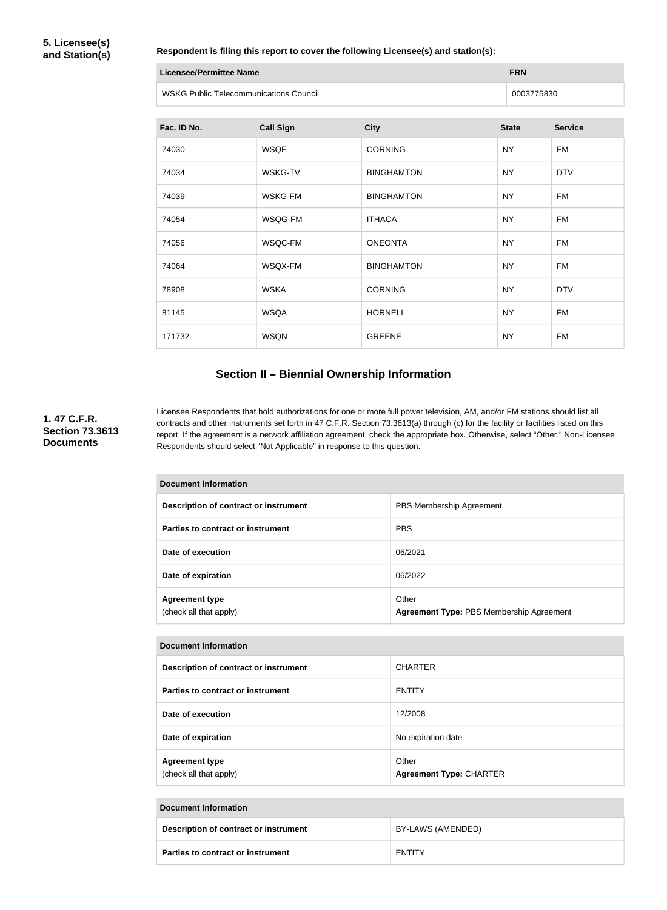### 5. Licensee(s) and Station(s)

**Respondent is filing this report to cover the following Licensee(s) and station(s):**

| Licensee/Permittee Name | FRN |
|---|---|
| WSKG Public Telecommunications Council | 0003775830 |

| Fac. ID No. | Call Sign | City | State | Service |
|---|---|---|---|---|
| 74030 | WSQE | CORNING | NY | FM |
| 74034 | WSKG-TV | BINGHAMTON | NY | DTV |
| 74039 | WSKG-FM | BINGHAMTON | NY | FM |
| 74054 | WSQG-FM | ITHACA | NY | FM |
| 74056 | WSQC-FM | ONEONTA | NY | FM |
| 74064 | WSQX-FM | BINGHAMTON | NY | FM |
| 78908 | WSKA | CORNING | NY | DTV |
| 81145 | WSQA | HORNELL | NY | FM |
| 171732 | WSQN | GREENE | NY | FM |

## Section II – Biennial Ownership Information

### 1. 47 C.F.R. Section 73.3613 Documents

Licensee Respondents that hold authorizations for one or more full power television, AM, and/or FM stations should list all contracts and other instruments set forth in 47 C.F.R. Section 73.3613(a) through (c) for the facility or facilities listed on this report. If the agreement is a network affiliation agreement, check the appropriate box. Otherwise, select "Other." Non-Licensee Respondents should select "Not Applicable" in response to this question.

| Document Information | |
|---|---|
| Description of contract or instrument | PBS Membership Agreement |
| Parties to contract or instrument | PBS |
| Date of execution | 06/2021 |
| Date of expiration | 06/2022 |
| Agreement type (check all that apply) | Other **Agreement Type:** PBS Membership Agreement |

| Document Information | |
|---|---|
| Description of contract or instrument | CHARTER |
| Parties to contract or instrument | ENTITY |
| Date of execution | 12/2008 |
| Date of expiration | No expiration date |
| Agreement type (check all that apply) | Other **Agreement Type:** CHARTER |

| Document Information | |
|---|---|
| Description of contract or instrument | BY-LAWS (AMENDED) |
| Parties to contract or instrument | ENTITY |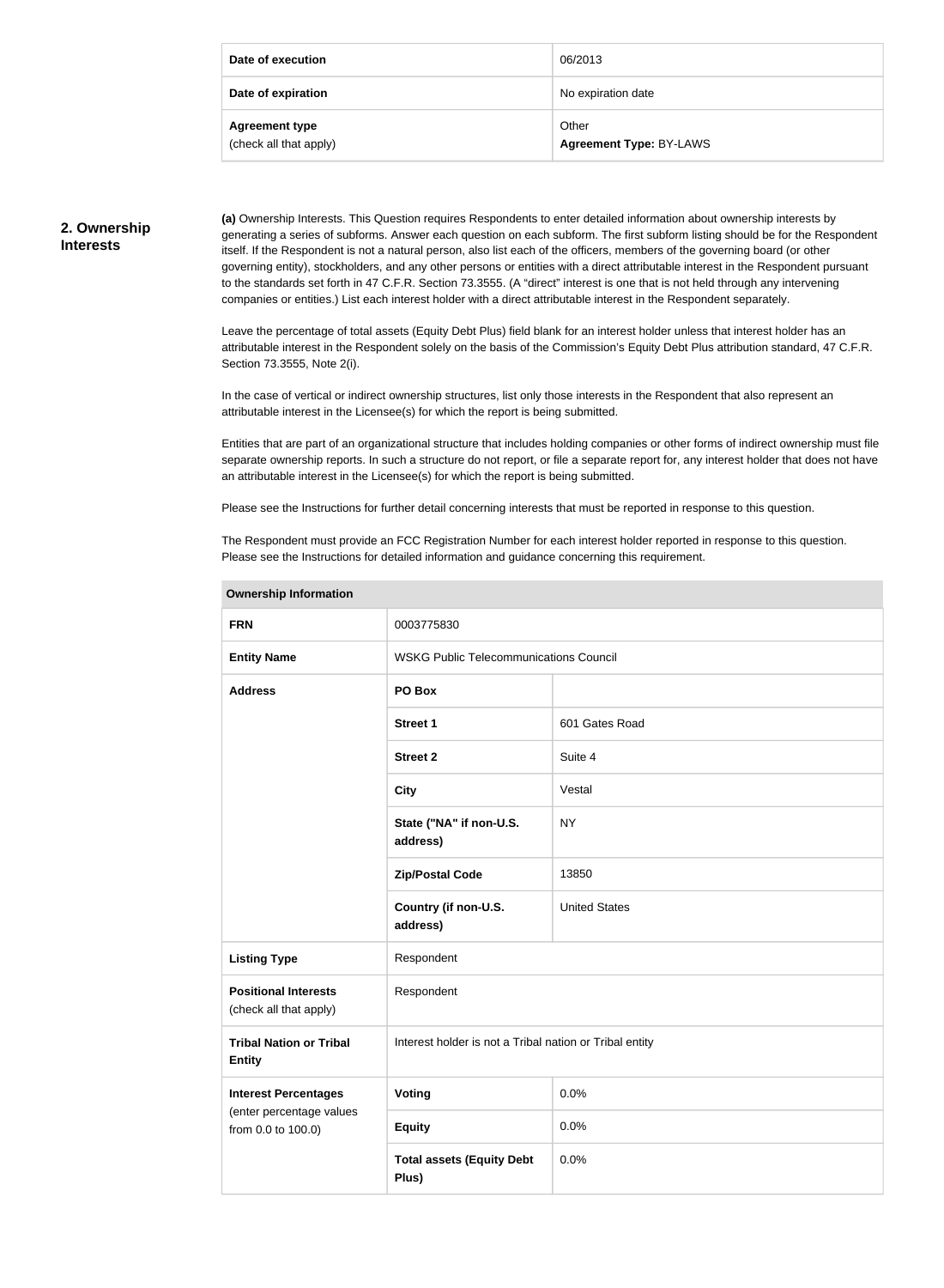| | |
|---|---|
| **Date of execution** | 06/2013 |
| **Date of expiration** | No expiration date |
| **Agreement type** (check all that apply) | Other **Agreement Type:** BY-LAWS |

## 2. Ownership Interests

**(a)** Ownership Interests. This Question requires Respondents to enter detailed information about ownership interests by generating a series of subforms. Answer each question on each subform. The first subform listing should be for the Respondent itself. If the Respondent is not a natural person, also list each of the officers, members of the governing board (or other governing entity), stockholders, and any other persons or entities with a direct attributable interest in the Respondent pursuant to the standards set forth in 47 C.F.R. Section 73.3555. (A "direct" interest is one that is not held through any intervening companies or entities.) List each interest holder with a direct attributable interest in the Respondent separately.

Leave the percentage of total assets (Equity Debt Plus) field blank for an interest holder unless that interest holder has an attributable interest in the Respondent solely on the basis of the Commission's Equity Debt Plus attribution standard, 47 C.F.R. Section 73.3555, Note 2(i).

In the case of vertical or indirect ownership structures, list only those interests in the Respondent that also represent an attributable interest in the Licensee(s) for which the report is being submitted.

Entities that are part of an organizational structure that includes holding companies or other forms of indirect ownership must file separate ownership reports. In such a structure do not report, or file a separate report for, any interest holder that does not have an attributable interest in the Licensee(s) for which the report is being submitted.

Please see the Instructions for further detail concerning interests that must be reported in response to this question.

The Respondent must provide an FCC Registration Number for each interest holder reported in response to this question. Please see the Instructions for detailed information and guidance concerning this requirement.

| **Ownership Information** | | |
|---|---|---|
| **FRN** | 0003775830 | |
| **Entity Name** | WSKG Public Telecommunications Council | |
| **Address** | **PO Box** | |
| | **Street 1** | 601 Gates Road |
| | **Street 2** | Suite 4 |
| | **City** | Vestal |
| | **State ("NA" if non-U.S. address)** | NY |
| | **Zip/Postal Code** | 13850 |
| | **Country (if non-U.S. address)** | United States |
| **Listing Type** | Respondent | |
| **Positional Interests** (check all that apply) | Respondent | |
| **Tribal Nation or Tribal Entity** | Interest holder is not a Tribal nation or Tribal entity | |
| **Interest Percentages** (enter percentage values from 0.0 to 100.0) | **Voting** | 0.0% |
| | **Equity** | 0.0% |
| | **Total assets (Equity Debt Plus)** | 0.0% |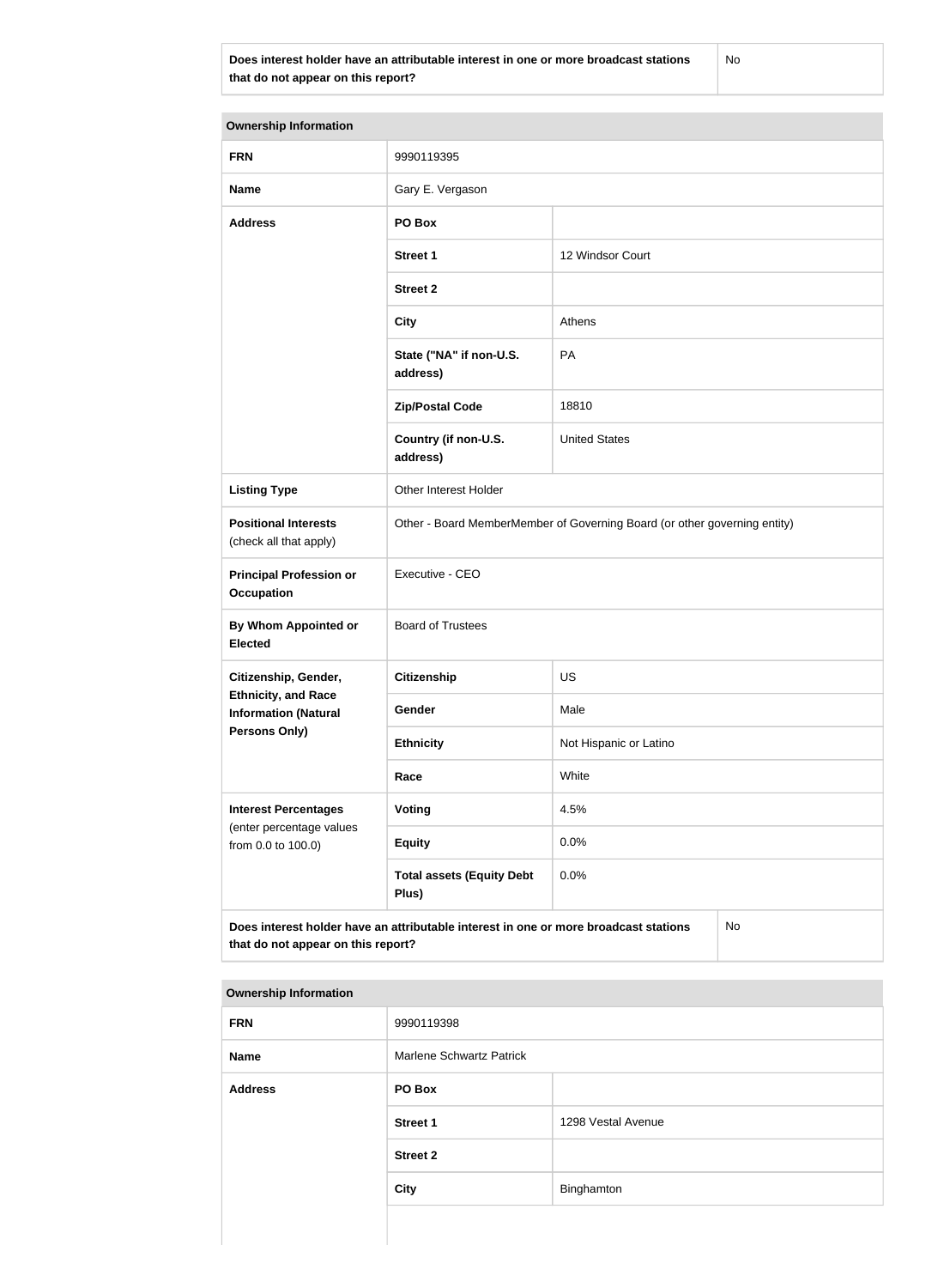| Does interest holder have an attributable interest in one or more broadcast stations that do not appear on this report? | No |
|---|---|

| Ownership Information | | |
|---|---|---|
| **FRN** | 9990119395 | |
| **Name** | Gary E. Vergason | |
| **Address** | **PO Box** | |
| | **Street 1** | 12 Windsor Court |
| | **Street 2** | |
| | **City** | Athens |
| | **State ("NA" if non-U.S. address)** | PA |
| | **Zip/Postal Code** | 18810 |
| | **Country (if non-U.S. address)** | United States |
| **Listing Type** | Other Interest Holder | |
| **Positional Interests** (check all that apply) | Other - Board MemberMember of Governing Board (or other governing entity) | |
| **Principal Profession or Occupation** | Executive - CEO | |
| **By Whom Appointed or Elected** | Board of Trustees | |
| **Citizenship, Gender, Ethnicity, and Race Information (Natural Persons Only)** | **Citizenship** | US |
| | **Gender** | Male |
| | **Ethnicity** | Not Hispanic or Latino |
| | **Race** | White |
| **Interest Percentages** (enter percentage values from 0.0 to 100.0) | **Voting** | 4.5% |
| | **Equity** | 0.0% |
| | **Total assets (Equity Debt Plus)** | 0.0% |
| **Does interest holder have an attributable interest in one or more broadcast stations that do not appear on this report?** | | No |

| Ownership Information | | |
|---|---|---|
| **FRN** | 9990119398 | |
| **Name** | Marlene Schwartz Patrick | |
| **Address** | **PO Box** | |
| | **Street 1** | 1298 Vestal Avenue |
| | **Street 2** | |
| | **City** | Binghamton |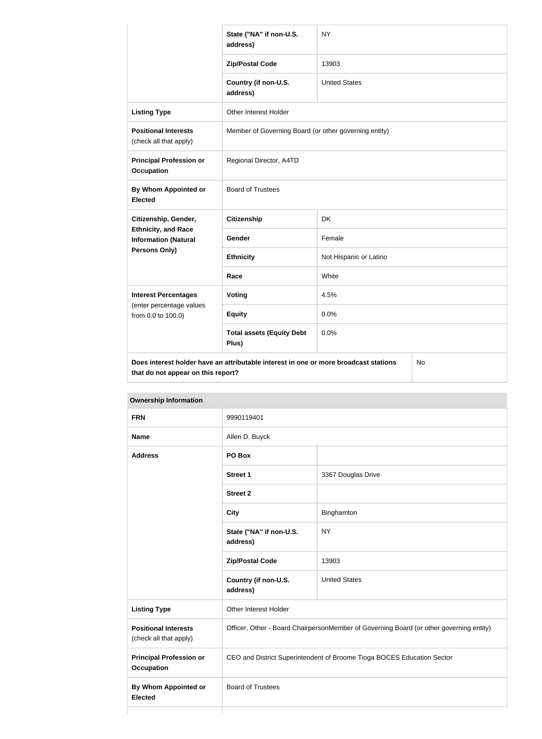| | | |
|---|---|---|
| | **State ("NA" if non-U.S. address)** | NY |
| | **Zip/Postal Code** | 13903 |
| | **Country (if non-U.S. address)** | United States |
| **Listing Type** | Other Interest Holder | |
| **Positional Interests** (check all that apply) | Member of Governing Board (or other governing entity) | |
| **Principal Profession or Occupation** | Regional Director, A4TD | |
| **By Whom Appointed or Elected** | Board of Trustees | |
| **Citizenship, Gender, Ethnicity, and Race Information (Natural Persons Only)** | **Citizenship** | DK |
| | **Gender** | Female |
| | **Ethnicity** | Not Hispanic or Latino |
| | **Race** | White |
| **Interest Percentages** (enter percentage values from 0.0 to 100.0) | **Voting** | 4.5% |
| | **Equity** | 0.0% |
| | **Total assets (Equity Debt Plus)** | 0.0% |
| **Does interest holder have an attributable interest in one or more broadcast stations that do not appear on this report?** | | No |

| **Ownership Information** | | |
|---|---|---|
| **FRN** | 9990119401 | |
| **Name** | Allen D. Buyck | |
| **Address** | **PO Box** | |
| | **Street 1** | 3367 Douglas Drive |
| | **Street 2** | |
| | **City** | Binghamton |
| | **State ("NA" if non-U.S. address)** | NY |
| | **Zip/Postal Code** | 13903 |
| | **Country (if non-U.S. address)** | United States |
| **Listing Type** | Other Interest Holder | |
| **Positional Interests** (check all that apply) | Officer, Other - Board ChairpersonMember of Governing Board (or other governing entity) | |
| **Principal Profession or Occupation** | CEO and District Superintendent of Broome Tioga BOCES Education Sector | |
| **By Whom Appointed or Elected** | Board of Trustees | |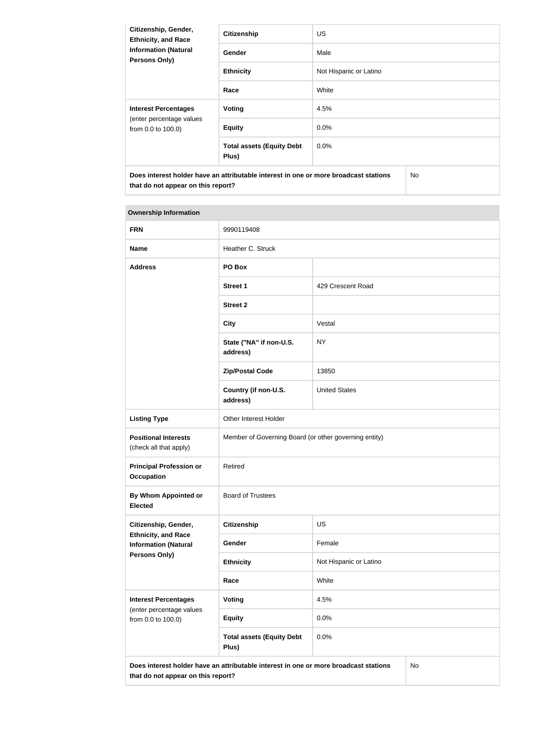| Citizenship, Gender, Ethnicity, and Race Information (Natural Persons Only) | Citizenship | US |
|---|---|---|
| | Gender | Male |
| | Ethnicity | Not Hispanic or Latino |
| | Race | White |
| **Interest Percentages** (enter percentage values from 0.0 to 100.0) | Voting | 4.5% |
| | Equity | 0.0% |
| | Total assets (Equity Debt Plus) | 0.0% |
| **Does interest holder have an attributable interest in one or more broadcast stations that do not appear on this report?** | | No |

| Ownership Information | | |
|---|---|---|
| **FRN** | 9990119408 | |
| **Name** | Heather C. Struck | |
| **Address** | PO Box | |
| | Street 1 | 429 Crescent Road |
| | Street 2 | |
| | City | Vestal |
| | State ("NA" if non-U.S. address) | NY |
| | Zip/Postal Code | 13850 |
| | Country (if non-U.S. address) | United States |
| **Listing Type** | Other Interest Holder | |
| **Positional Interests** (check all that apply) | Member of Governing Board (or other governing entity) | |
| **Principal Profession or Occupation** | Retired | |
| **By Whom Appointed or Elected** | Board of Trustees | |
| **Citizenship, Gender, Ethnicity, and Race Information (Natural Persons Only)** | Citizenship | US |
| | Gender | Female |
| | Ethnicity | Not Hispanic or Latino |
| | Race | White |
| **Interest Percentages** (enter percentage values from 0.0 to 100.0) | Voting | 4.5% |
| | Equity | 0.0% |
| | Total assets (Equity Debt Plus) | 0.0% |
| **Does interest holder have an attributable interest in one or more broadcast stations that do not appear on this report?** | | No |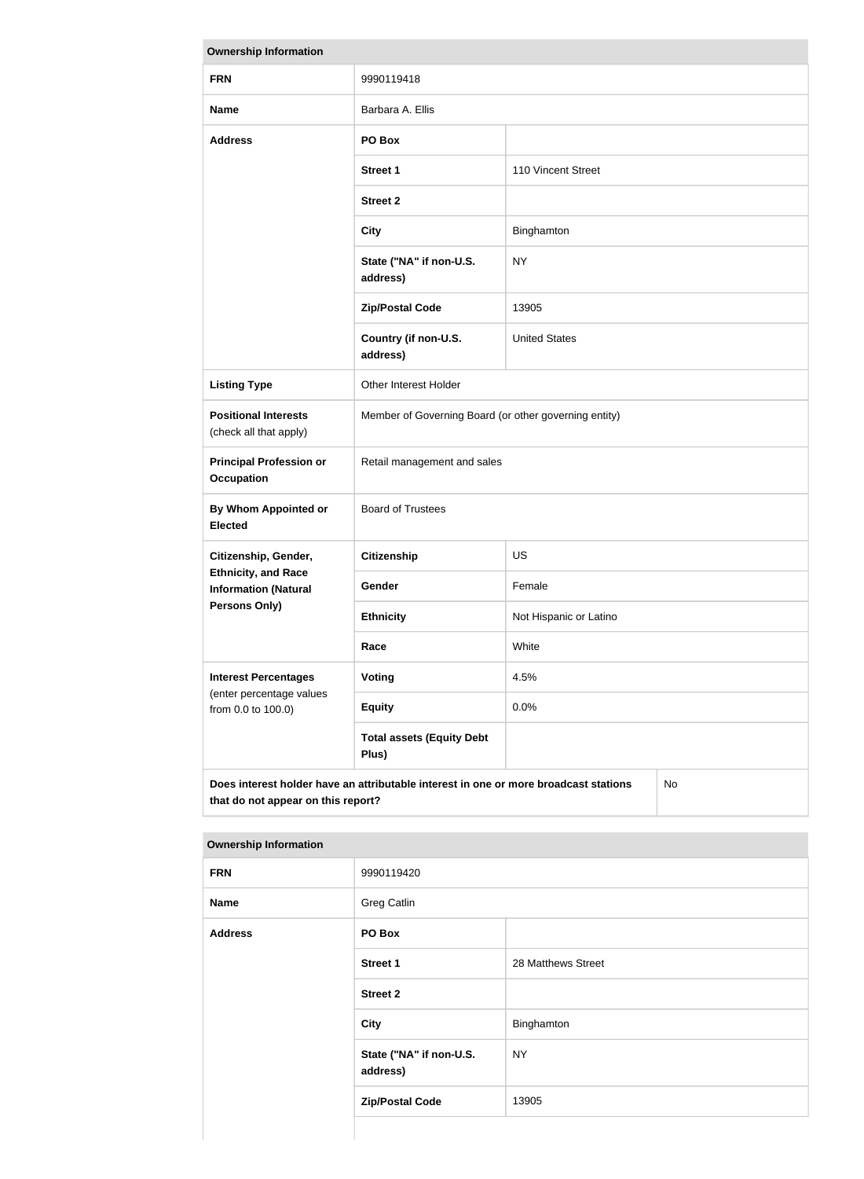| Ownership Information | | |
|---|---|---|
| **FRN** | 9990119418 | |
| **Name** | Barbara A. Ellis | |
| **Address** | **PO Box** | |
| | **Street 1** | 110 Vincent Street |
| | **Street 2** | |
| | **City** | Binghamton |
| | **State ("NA" if non-U.S. address)** | NY |
| | **Zip/Postal Code** | 13905 |
| | **Country (if non-U.S. address)** | United States |
| **Listing Type** | Other Interest Holder | |
| **Positional Interests** (check all that apply) | Member of Governing Board (or other governing entity) | |
| **Principal Profession or Occupation** | Retail management and sales | |
| **By Whom Appointed or Elected** | Board of Trustees | |
| **Citizenship, Gender, Ethnicity, and Race Information (Natural Persons Only)** | **Citizenship** | US |
| | **Gender** | Female |
| | **Ethnicity** | Not Hispanic or Latino |
| | **Race** | White |
| **Interest Percentages** (enter percentage values from 0.0 to 100.0) | **Voting** | 4.5% |
| | **Equity** | 0.0% |
| | **Total assets (Equity Debt Plus)** | |
| **Does interest holder have an attributable interest in one or more broadcast stations that do not appear on this report?** | | No |

| Ownership Information | | |
|---|---|---|
| **FRN** | 9990119420 | |
| **Name** | Greg Catlin | |
| **Address** | **PO Box** | |
| | **Street 1** | 28 Matthews Street |
| | **Street 2** | |
| | **City** | Binghamton |
| | **State ("NA" if non-U.S. address)** | NY |
| | **Zip/Postal Code** | 13905 |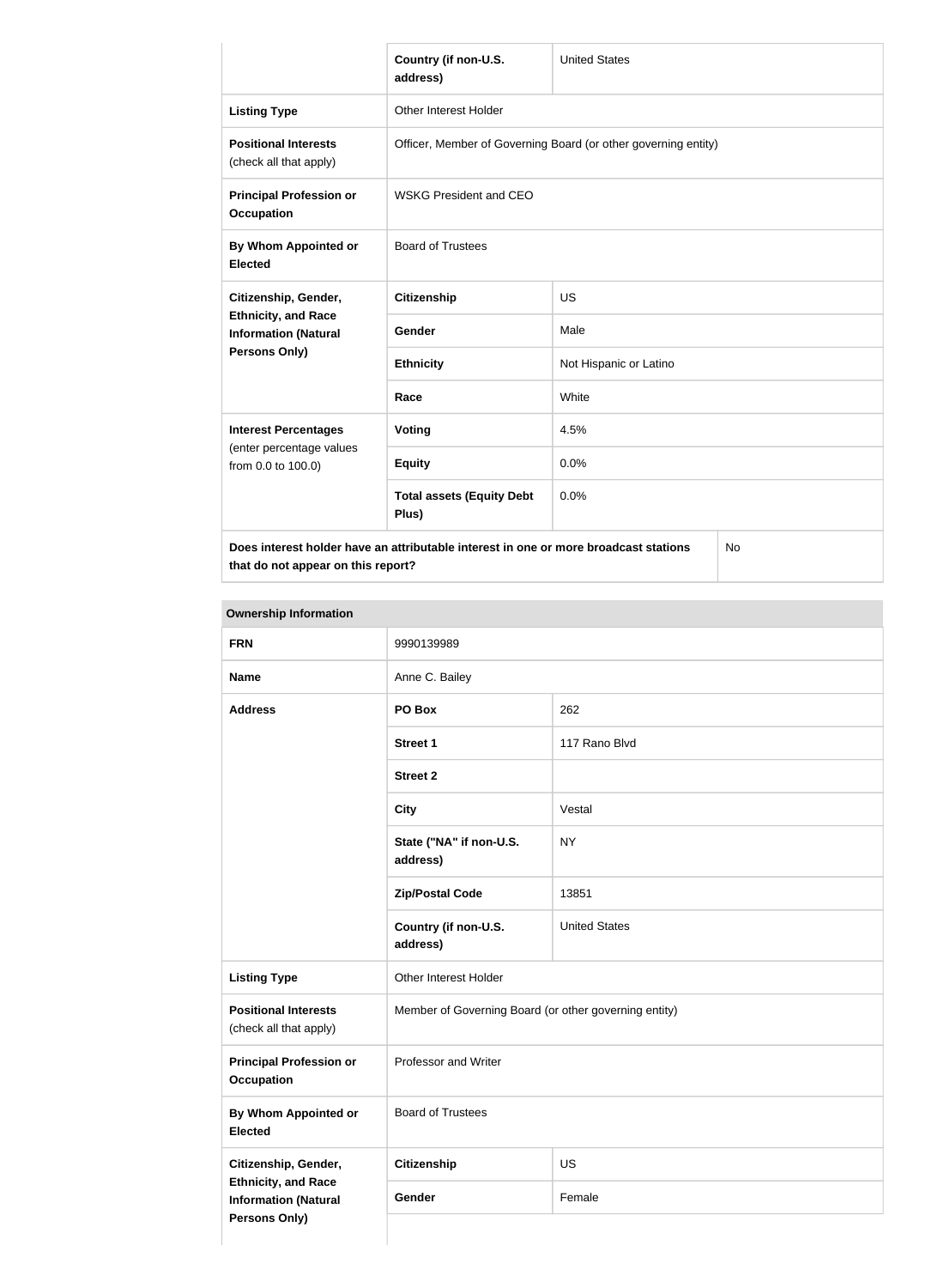| | | |
|---|---|---|
| | **Country (if non-U.S. address)** | United States |
| **Listing Type** | Other Interest Holder | |
| **Positional Interests** (check all that apply) | Officer, Member of Governing Board (or other governing entity) | |
| **Principal Profession or Occupation** | WSKG President and CEO | |
| **By Whom Appointed or Elected** | Board of Trustees | |
| **Citizenship, Gender, Ethnicity, and Race Information (Natural Persons Only)** | **Citizenship** | US |
| | **Gender** | Male |
| | **Ethnicity** | Not Hispanic or Latino |
| | **Race** | White |
| **Interest Percentages** (enter percentage values from 0.0 to 100.0) | **Voting** | 4.5% |
| | **Equity** | 0.0% |
| | **Total assets (Equity Debt Plus)** | 0.0% |
| **Does interest holder have an attributable interest in one or more broadcast stations that do not appear on this report?** | | No |

**Ownership Information**

| | | |
|---|---|---|
| **FRN** | 9990139989 | |
| **Name** | Anne C. Bailey | |
| **Address** | **PO Box** | 262 |
| | **Street 1** | 117 Rano Blvd |
| | **Street 2** | |
| | **City** | Vestal |
| | **State ("NA" if non-U.S. address)** | NY |
| | **Zip/Postal Code** | 13851 |
| | **Country (if non-U.S. address)** | United States |
| **Listing Type** | Other Interest Holder | |
| **Positional Interests** (check all that apply) | Member of Governing Board (or other governing entity) | |
| **Principal Profession or Occupation** | Professor and Writer | |
| **By Whom Appointed or Elected** | Board of Trustees | |
| **Citizenship, Gender, Ethnicity, and Race Information (Natural Persons Only)** | **Citizenship** | US |
| | **Gender** | Female |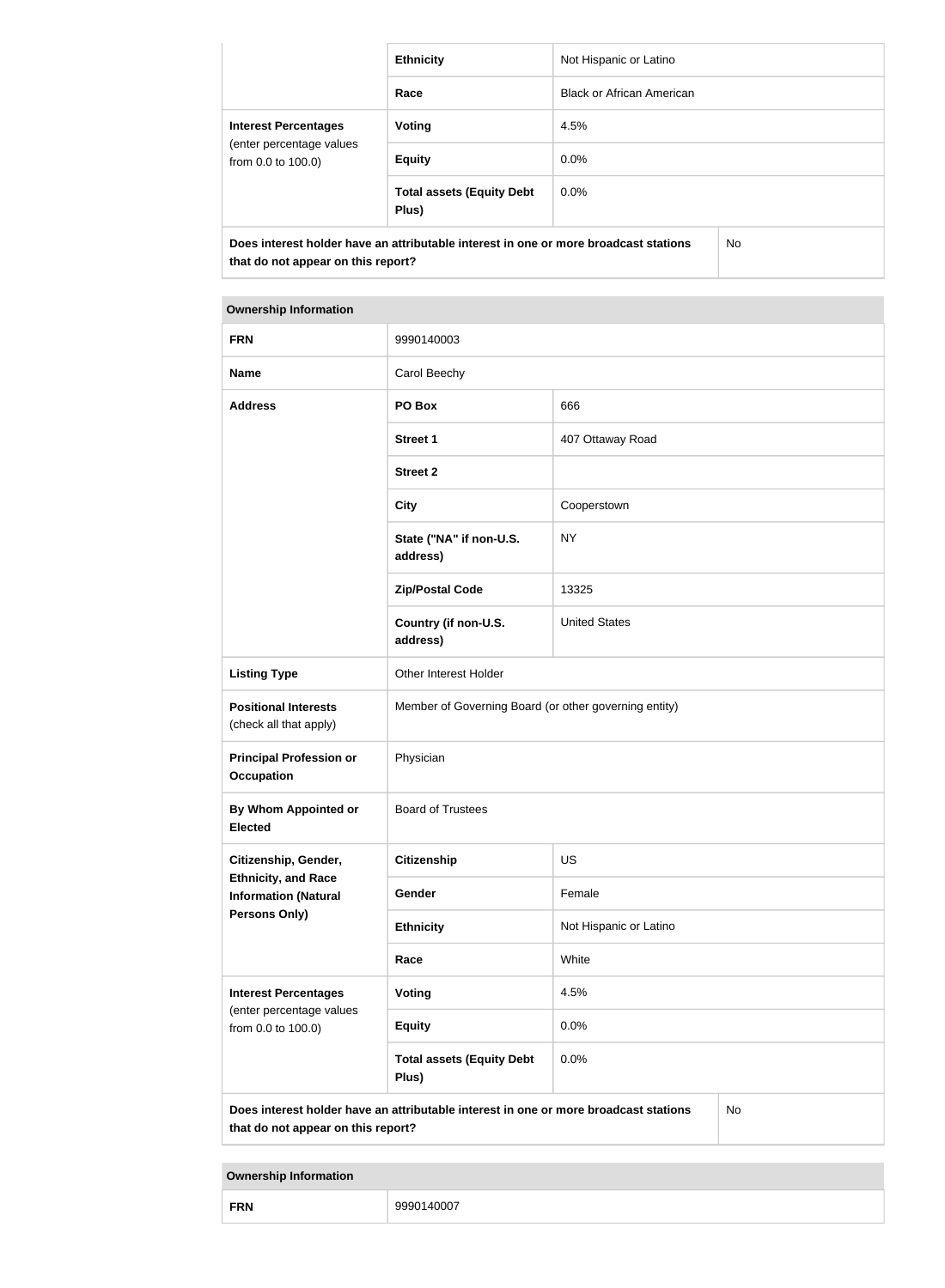| | | |
|---|---|---|
| | **Ethnicity** | Not Hispanic or Latino |
| | **Race** | Black or African American |
| **Interest Percentages** (enter percentage values from 0.0 to 100.0) | **Voting** | 4.5% |
| | **Equity** | 0.0% |
| | **Total assets (Equity Debt Plus)** | 0.0% |
| **Does interest holder have an attributable interest in one or more broadcast stations that do not appear on this report?** | | No |

| **Ownership Information** | | |
|---|---|---|
| **FRN** | 9990140003 | |
| **Name** | Carol Beechy | |
| **Address** | **PO Box** | 666 |
| | **Street 1** | 407 Ottaway Road |
| | **Street 2** | |
| | **City** | Cooperstown |
| | **State ("NA" if non-U.S. address)** | NY |
| | **Zip/Postal Code** | 13325 |
| | **Country (if non-U.S. address)** | United States |
| **Listing Type** | Other Interest Holder | |
| **Positional Interests** (check all that apply) | Member of Governing Board (or other governing entity) | |
| **Principal Profession or Occupation** | Physician | |
| **By Whom Appointed or Elected** | Board of Trustees | |
| **Citizenship, Gender, Ethnicity, and Race Information (Natural Persons Only)** | **Citizenship** | US |
| | **Gender** | Female |
| | **Ethnicity** | Not Hispanic or Latino |
| | **Race** | White |
| **Interest Percentages** (enter percentage values from 0.0 to 100.0) | **Voting** | 4.5% |
| | **Equity** | 0.0% |
| | **Total assets (Equity Debt Plus)** | 0.0% |
| **Does interest holder have an attributable interest in one or more broadcast stations that do not appear on this report?** | | No |

| **Ownership Information** | |
|---|---|
| **FRN** | 9990140007 |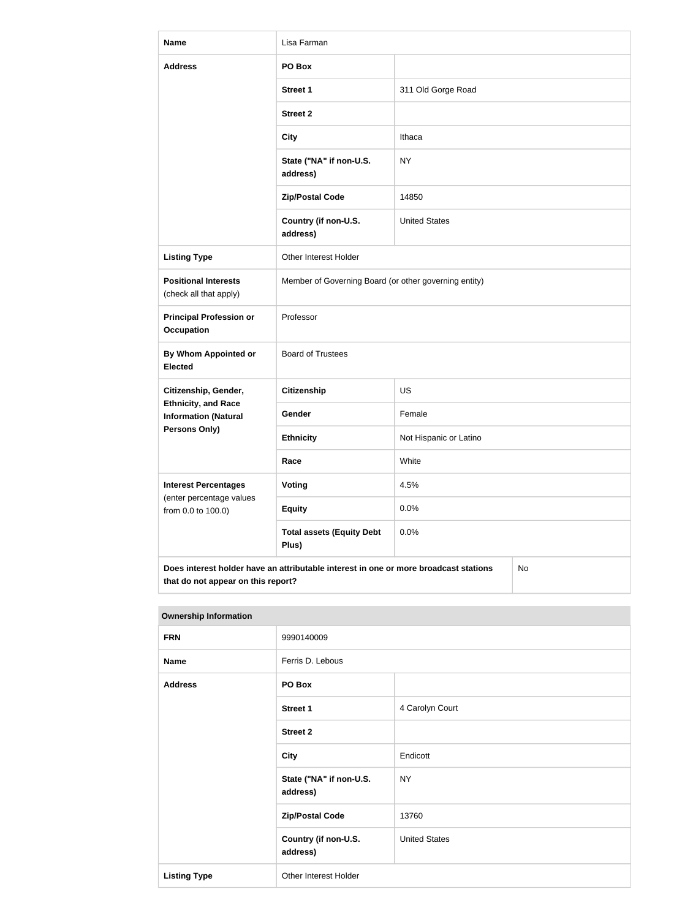| Name | Lisa Farman | |
|---|---|---|
| Address | PO Box | |
| | Street 1 | 311 Old Gorge Road |
| | Street 2 | |
| | City | Ithaca |
| | State ("NA" if non-U.S. address) | NY |
| | Zip/Postal Code | 14850 |
| | Country (if non-U.S. address) | United States |
| Listing Type | Other Interest Holder | |
| Positional Interests (check all that apply) | Member of Governing Board (or other governing entity) | |
| Principal Profession or Occupation | Professor | |
| By Whom Appointed or Elected | Board of Trustees | |
| Citizenship, Gender, Ethnicity, and Race Information (Natural Persons Only) | Citizenship | US |
| | Gender | Female |
| | Ethnicity | Not Hispanic or Latino |
| | Race | White |
| Interest Percentages (enter percentage values from 0.0 to 100.0) | Voting | 4.5% |
| | Equity | 0.0% |
| | Total assets (Equity Debt Plus) | 0.0% |
| Does interest holder have an attributable interest in one or more broadcast stations that do not appear on this report? | | No |

| Ownership Information | | |
|---|---|---|
| FRN | 9990140009 | |
| Name | Ferris D. Lebous | |
| Address | PO Box | |
| | Street 1 | 4 Carolyn Court |
| | Street 2 | |
| | City | Endicott |
| | State ("NA" if non-U.S. address) | NY |
| | Zip/Postal Code | 13760 |
| | Country (if non-U.S. address) | United States |
| Listing Type | Other Interest Holder | |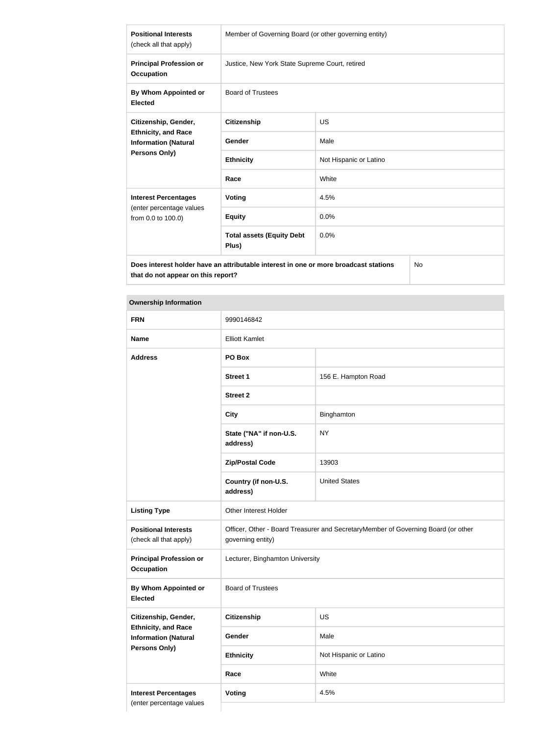| | | |
|---|---|---|
| **Positional Interests** (check all that apply) | Member of Governing Board (or other governing entity) | |
| **Principal Profession or Occupation** | Justice, New York State Supreme Court, retired | |
| **By Whom Appointed or Elected** | Board of Trustees | |
| **Citizenship, Gender, Ethnicity, and Race Information (Natural Persons Only)** | **Citizenship** | US |
| | **Gender** | Male |
| | **Ethnicity** | Not Hispanic or Latino |
| | **Race** | White |
| **Interest Percentages** (enter percentage values from 0.0 to 100.0) | **Voting** | 4.5% |
| | **Equity** | 0.0% |
| | **Total assets (Equity Debt Plus)** | 0.0% |
| **Does interest holder have an attributable interest in one or more broadcast stations that do not appear on this report?** | | No |

| **Ownership Information** | | |
|---|---|---|
| **FRN** | 9990146842 | |
| **Name** | Elliott Kamlet | |
| **Address** | **PO Box** | |
| | **Street 1** | 156 E. Hampton Road |
| | **Street 2** | |
| | **City** | Binghamton |
| | **State ("NA" if non-U.S. address)** | NY |
| | **Zip/Postal Code** | 13903 |
| | **Country (if non-U.S. address)** | United States |
| **Listing Type** | Other Interest Holder | |
| **Positional Interests** (check all that apply) | Officer, Other - Board Treasurer and SecretaryMember of Governing Board (or other governing entity) | |
| **Principal Profession or Occupation** | Lecturer, Binghamton University | |
| **By Whom Appointed or Elected** | Board of Trustees | |
| **Citizenship, Gender, Ethnicity, and Race Information (Natural Persons Only)** | **Citizenship** | US |
| | **Gender** | Male |
| | **Ethnicity** | Not Hispanic or Latino |
| | **Race** | White |
| **Interest Percentages** (enter percentage values | **Voting** | 4.5% |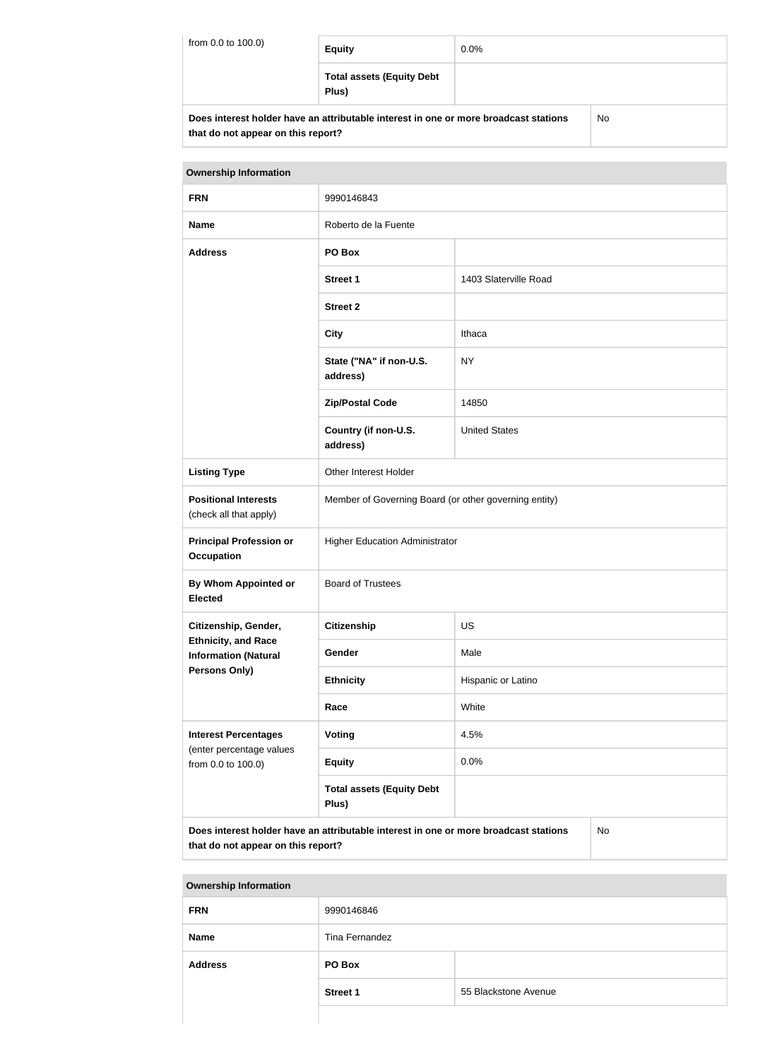| from 0.0 to 100.0) | Equity | 0.0% |
|---|---|---|
| | **Total assets (Equity Debt Plus)** | |

| **Does interest holder have an attributable interest in one or more broadcast stations that do not appear on this report?** | No |
|---|---|

| **Ownership Information** | | |
|---|---|---|
| **FRN** | 9990146843 | |
| **Name** | Roberto de la Fuente | |
| **Address** | **PO Box** | |
| | **Street 1** | 1403 Slaterville Road |
| | **Street 2** | |
| | **City** | Ithaca |
| | **State ("NA" if non-U.S. address)** | NY |
| | **Zip/Postal Code** | 14850 |
| | **Country (if non-U.S. address)** | United States |
| **Listing Type** | Other Interest Holder | |
| **Positional Interests** (check all that apply) | Member of Governing Board (or other governing entity) | |
| **Principal Profession or Occupation** | Higher Education Administrator | |
| **By Whom Appointed or Elected** | Board of Trustees | |
| **Citizenship, Gender, Ethnicity, and Race Information (Natural Persons Only)** | **Citizenship** | US |
| | **Gender** | Male |
| | **Ethnicity** | Hispanic or Latino |
| | **Race** | White |
| **Interest Percentages** (enter percentage values from 0.0 to 100.0) | **Voting** | 4.5% |
| | **Equity** | 0.0% |
| | **Total assets (Equity Debt Plus)** | |
| **Does interest holder have an attributable interest in one or more broadcast stations that do not appear on this report?** | | No |

| **Ownership Information** | | |
|---|---|---|
| **FRN** | 9990146846 | |
| **Name** | Tina Fernandez | |
| **Address** | **PO Box** | |
| | **Street 1** | 55 Blackstone Avenue |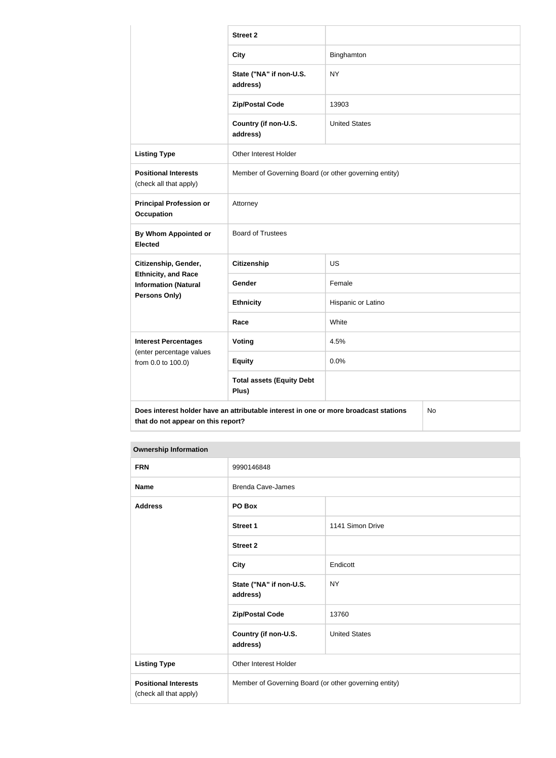| | | |
|---|---|---|
| | **Street 2** | |
| | **City** | Binghamton |
| | **State ("NA" if non-U.S. address)** | NY |
| | **Zip/Postal Code** | 13903 |
| | **Country (if non-U.S. address)** | United States |
| **Listing Type** | Other Interest Holder | |
| **Positional Interests** (check all that apply) | Member of Governing Board (or other governing entity) | |
| **Principal Profession or Occupation** | Attorney | |
| **By Whom Appointed or Elected** | Board of Trustees | |
| **Citizenship, Gender, Ethnicity, and Race Information (Natural Persons Only)** | **Citizenship** | US |
| | **Gender** | Female |
| | **Ethnicity** | Hispanic or Latino |
| | **Race** | White |
| **Interest Percentages** (enter percentage values from 0.0 to 100.0) | **Voting** | 4.5% |
| | **Equity** | 0.0% |
| | **Total assets (Equity Debt Plus)** | |
| **Does interest holder have an attributable interest in one or more broadcast stations that do not appear on this report?** | | No |

| **Ownership Information** | | |
|---|---|---|
| **FRN** | 9990146848 | |
| **Name** | Brenda Cave-James | |
| **Address** | **PO Box** | |
| | **Street 1** | 1141 Simon Drive |
| | **Street 2** | |
| | **City** | Endicott |
| | **State ("NA" if non-U.S. address)** | NY |
| | **Zip/Postal Code** | 13760 |
| | **Country (if non-U.S. address)** | United States |
| **Listing Type** | Other Interest Holder | |
| **Positional Interests** (check all that apply) | Member of Governing Board (or other governing entity) | |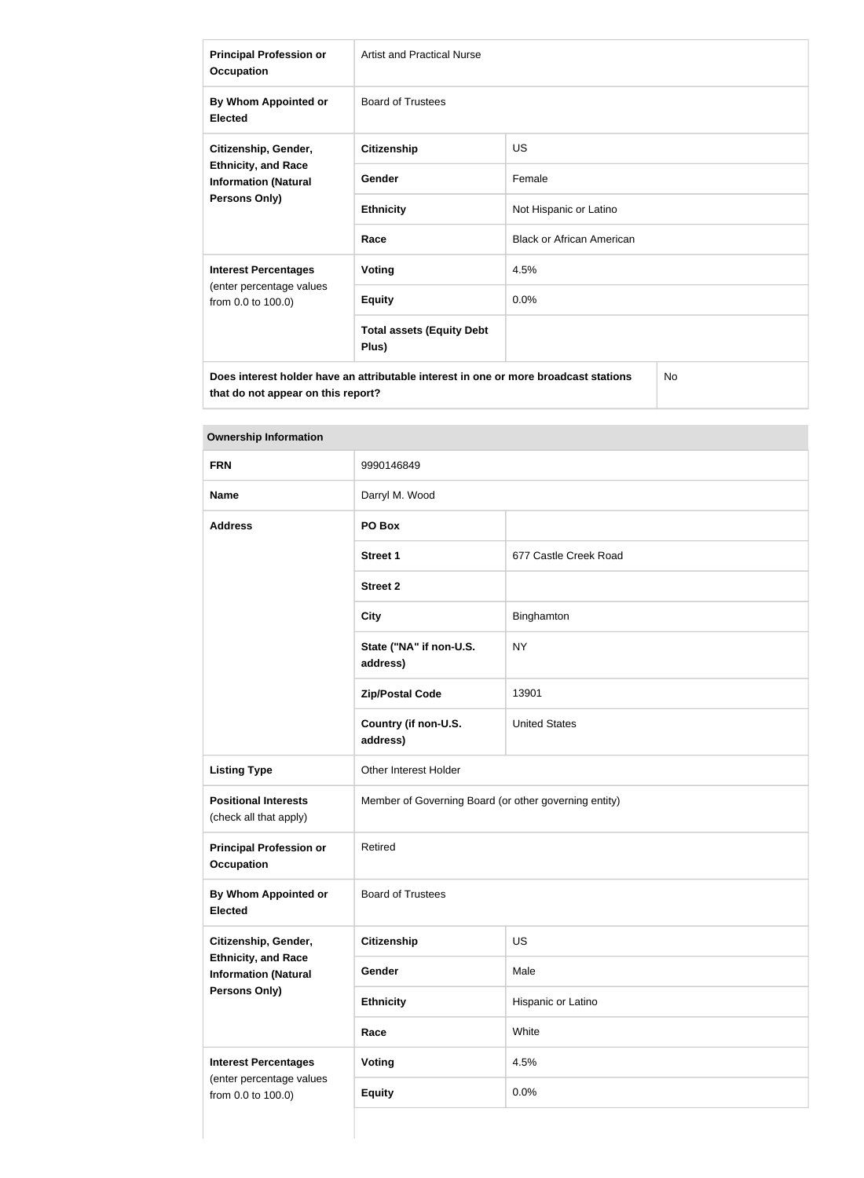| | | |
|---|---|---|
| **Principal Profession or Occupation** | Artist and Practical Nurse | |
| **By Whom Appointed or Elected** | Board of Trustees | |
| **Citizenship, Gender, Ethnicity, and Race Information (Natural Persons Only)** | **Citizenship** | US |
| | **Gender** | Female |
| | **Ethnicity** | Not Hispanic or Latino |
| | **Race** | Black or African American |
| **Interest Percentages** (enter percentage values from 0.0 to 100.0) | **Voting** | 4.5% |
| | **Equity** | 0.0% |
| | **Total assets (Equity Debt Plus)** | |
| **Does interest holder have an attributable interest in one or more broadcast stations that do not appear on this report?** | | No |

| **Ownership Information** | | |
|---|---|---|
| **FRN** | 9990146849 | |
| **Name** | Darryl M. Wood | |
| **Address** | **PO Box** | |
| | **Street 1** | 677 Castle Creek Road |
| | **Street 2** | |
| | **City** | Binghamton |
| | **State ("NA" if non-U.S. address)** | NY |
| | **Zip/Postal Code** | 13901 |
| | **Country (if non-U.S. address)** | United States |
| **Listing Type** | Other Interest Holder | |
| **Positional Interests** (check all that apply) | Member of Governing Board (or other governing entity) | |
| **Principal Profession or Occupation** | Retired | |
| **By Whom Appointed or Elected** | Board of Trustees | |
| **Citizenship, Gender, Ethnicity, and Race Information (Natural Persons Only)** | **Citizenship** | US |
| | **Gender** | Male |
| | **Ethnicity** | Hispanic or Latino |
| | **Race** | White |
| **Interest Percentages** (enter percentage values from 0.0 to 100.0) | **Voting** | 4.5% |
| | **Equity** | 0.0% |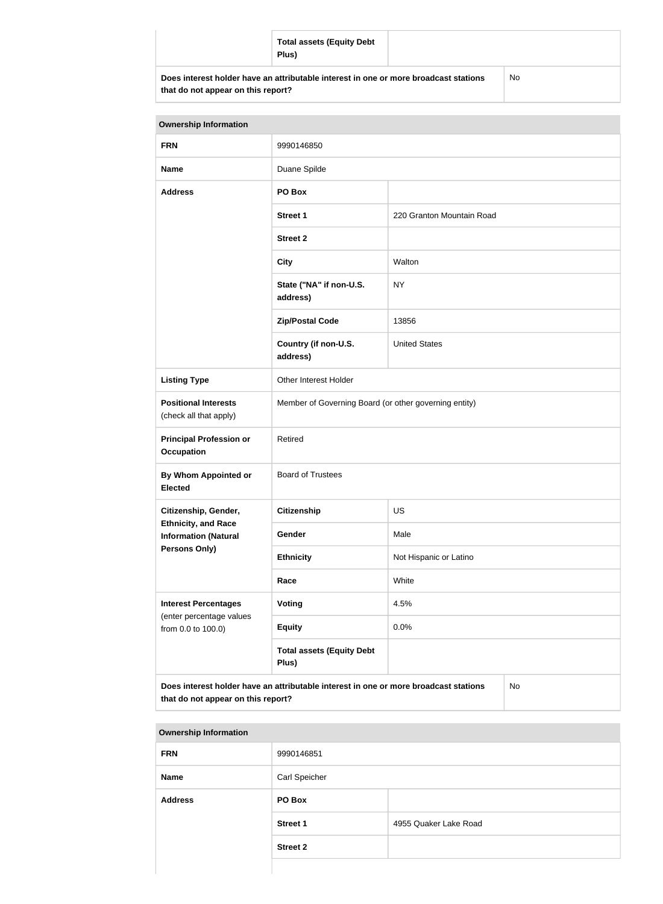| | Total assets (Equity Debt Plus) | |
|---|---|---|
| Does interest holder have an attributable interest in one or more broadcast stations that do not appear on this report? | | No |

| Ownership Information | | |
|---|---|---|
| FRN | 9990146850 | |
| Name | Duane Spilde | |
| Address | PO Box | |
| | Street 1 | 220 Granton Mountain Road |
| | Street 2 | |
| | City | Walton |
| | State ("NA" if non-U.S. address) | NY |
| | Zip/Postal Code | 13856 |
| | Country (if non-U.S. address) | United States |
| Listing Type | Other Interest Holder | |
| Positional Interests (check all that apply) | Member of Governing Board (or other governing entity) | |
| Principal Profession or Occupation | Retired | |
| By Whom Appointed or Elected | Board of Trustees | |
| Citizenship, Gender, Ethnicity, and Race Information (Natural Persons Only) | Citizenship | US |
| | Gender | Male |
| | Ethnicity | Not Hispanic or Latino |
| | Race | White |
| Interest Percentages (enter percentage values from 0.0 to 100.0) | Voting | 4.5% |
| | Equity | 0.0% |
| | Total assets (Equity Debt Plus) | |
| Does interest holder have an attributable interest in one or more broadcast stations that do not appear on this report? | | No |

| Ownership Information | | |
|---|---|---|
| FRN | 9990146851 | |
| Name | Carl Speicher | |
| Address | PO Box | |
| | Street 1 | 4955 Quaker Lake Road |
| | Street 2 | |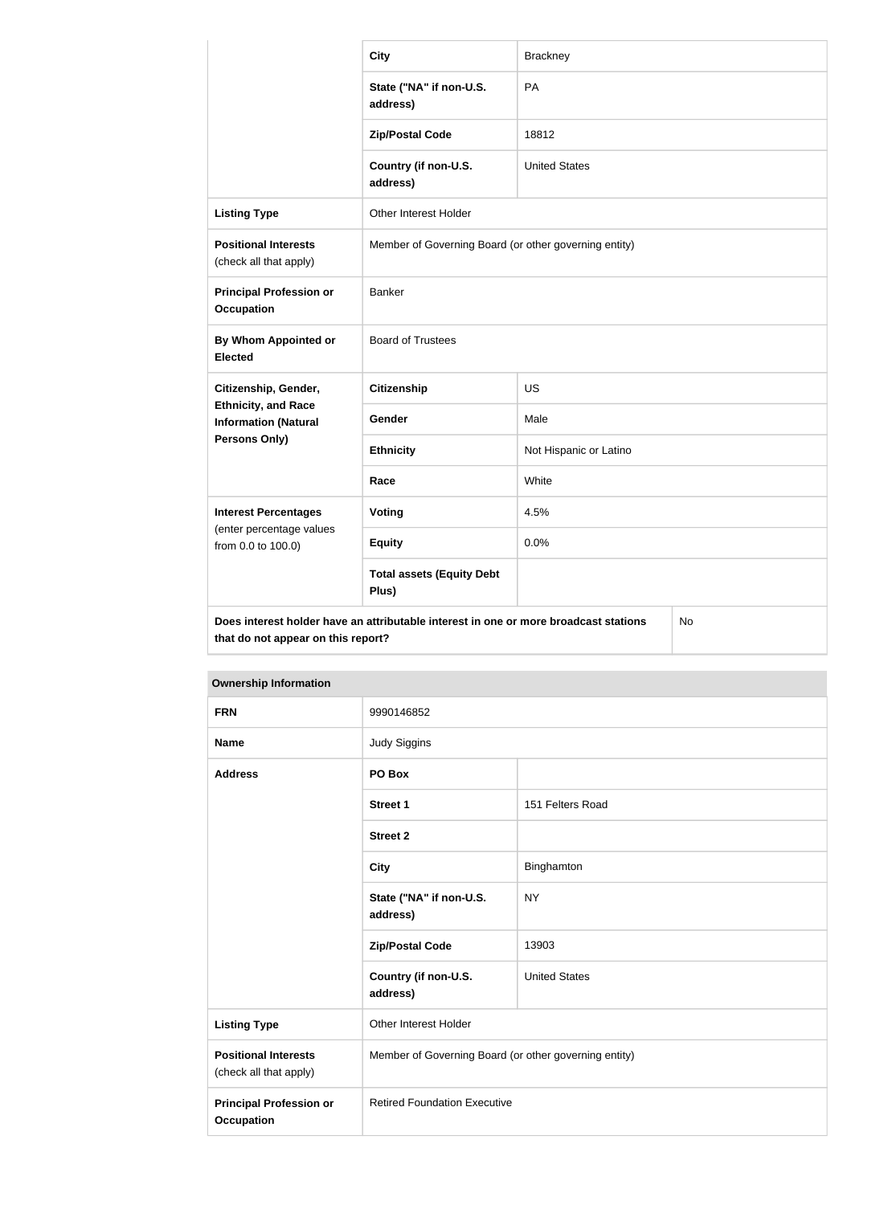| | | |
|---|---|---|
| | **City** | Brackney |
| | **State ("NA" if non-U.S. address)** | PA |
| | **Zip/Postal Code** | 18812 |
| | **Country (if non-U.S. address)** | United States |
| **Listing Type** | Other Interest Holder | |
| **Positional Interests** (check all that apply) | Member of Governing Board (or other governing entity) | |
| **Principal Profession or Occupation** | Banker | |
| **By Whom Appointed or Elected** | Board of Trustees | |
| **Citizenship, Gender, Ethnicity, and Race Information (Natural Persons Only)** | **Citizenship** | US |
| | **Gender** | Male |
| | **Ethnicity** | Not Hispanic or Latino |
| | **Race** | White |
| **Interest Percentages** (enter percentage values from 0.0 to 100.0) | **Voting** | 4.5% |
| | **Equity** | 0.0% |
| | **Total assets (Equity Debt Plus)** | |
| **Does interest holder have an attributable interest in one or more broadcast stations that do not appear on this report?** | | No |

| **Ownership Information** | | |
|---|---|---|
| **FRN** | 9990146852 | |
| **Name** | Judy Siggins | |
| **Address** | **PO Box** | |
| | **Street 1** | 151 Felters Road |
| | **Street 2** | |
| | **City** | Binghamton |
| | **State ("NA" if non-U.S. address)** | NY |
| | **Zip/Postal Code** | 13903 |
| | **Country (if non-U.S. address)** | United States |
| **Listing Type** | Other Interest Holder | |
| **Positional Interests** (check all that apply) | Member of Governing Board (or other governing entity) | |
| **Principal Profession or Occupation** | Retired Foundation Executive | |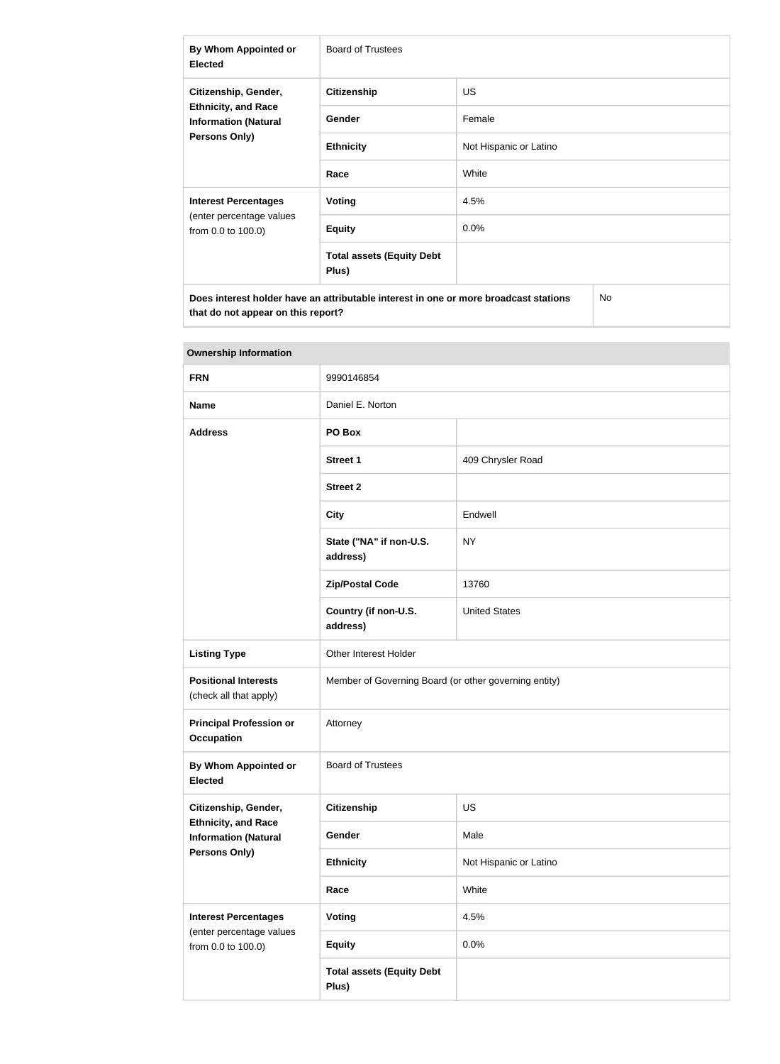| | | |
|---|---|---|
| **By Whom Appointed or Elected** | Board of Trustees | |
| **Citizenship, Gender, Ethnicity, and Race Information (Natural Persons Only)** | **Citizenship** | US |
| | **Gender** | Female |
| | **Ethnicity** | Not Hispanic or Latino |
| | **Race** | White |
| **Interest Percentages** (enter percentage values from 0.0 to 100.0) | **Voting** | 4.5% |
| | **Equity** | 0.0% |
| | **Total assets (Equity Debt Plus)** | |
| **Does interest holder have an attributable interest in one or more broadcast stations that do not appear on this report?** | | No |

| **Ownership Information** | | |
|---|---|---|
| **FRN** | 9990146854 | |
| **Name** | Daniel E. Norton | |
| **Address** | **PO Box** | |
| | **Street 1** | 409 Chrysler Road |
| | **Street 2** | |
| | **City** | Endwell |
| | **State ("NA" if non-U.S. address)** | NY |
| | **Zip/Postal Code** | 13760 |
| | **Country (if non-U.S. address)** | United States |
| **Listing Type** | Other Interest Holder | |
| **Positional Interests** (check all that apply) | Member of Governing Board (or other governing entity) | |
| **Principal Profession or Occupation** | Attorney | |
| **By Whom Appointed or Elected** | Board of Trustees | |
| **Citizenship, Gender, Ethnicity, and Race Information (Natural Persons Only)** | **Citizenship** | US |
| | **Gender** | Male |
| | **Ethnicity** | Not Hispanic or Latino |
| | **Race** | White |
| **Interest Percentages** (enter percentage values from 0.0 to 100.0) | **Voting** | 4.5% |
| | **Equity** | 0.0% |
| | **Total assets (Equity Debt Plus)** | |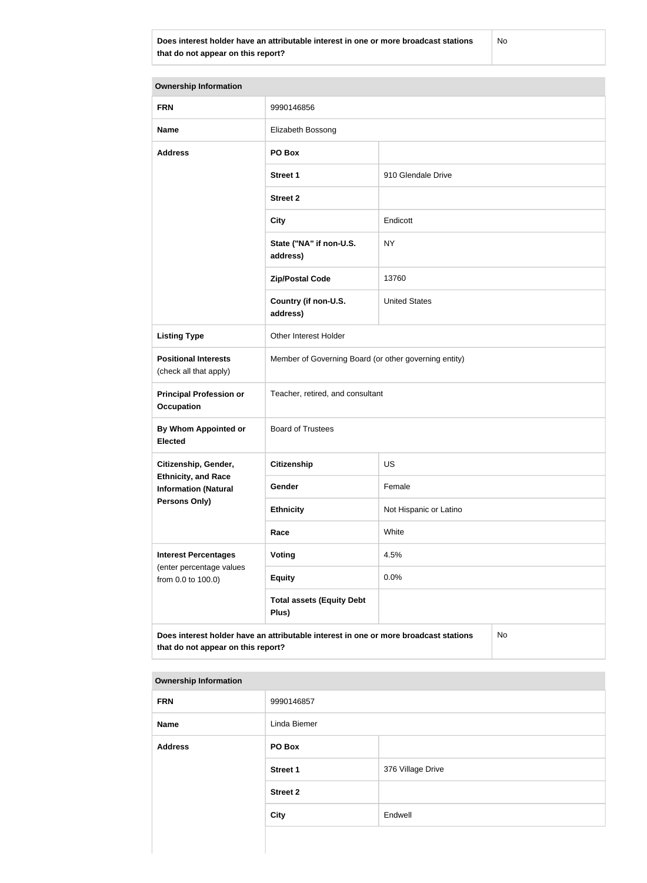| Does interest holder have an attributable interest in one or more broadcast stations that do not appear on this report? | No |
|---|---|

| Ownership Information | | |
|---|---|---|
| **FRN** | 9990146856 | |
| **Name** | Elizabeth Bossong | |
| **Address** | **PO Box** | |
| | **Street 1** | 910 Glendale Drive |
| | **Street 2** | |
| | **City** | Endicott |
| | **State ("NA" if non-U.S. address)** | NY |
| | **Zip/Postal Code** | 13760 |
| | **Country (if non-U.S. address)** | United States |
| **Listing Type** | Other Interest Holder | |
| **Positional Interests** (check all that apply) | Member of Governing Board (or other governing entity) | |
| **Principal Profession or Occupation** | Teacher, retired, and consultant | |
| **By Whom Appointed or Elected** | Board of Trustees | |
| **Citizenship, Gender, Ethnicity, and Race Information (Natural Persons Only)** | **Citizenship** | US |
| | **Gender** | Female |
| | **Ethnicity** | Not Hispanic or Latino |
| | **Race** | White |
| **Interest Percentages** (enter percentage values from 0.0 to 100.0) | **Voting** | 4.5% |
| | **Equity** | 0.0% |
| | **Total assets (Equity Debt Plus)** | |

| Does interest holder have an attributable interest in one or more broadcast stations that do not appear on this report? | No |
|---|---|

| Ownership Information | | |
|---|---|---|
| **FRN** | 9990146857 | |
| **Name** | Linda Biemer | |
| **Address** | **PO Box** | |
| | **Street 1** | 376 Village Drive |
| | **Street 2** | |
| | **City** | Endwell |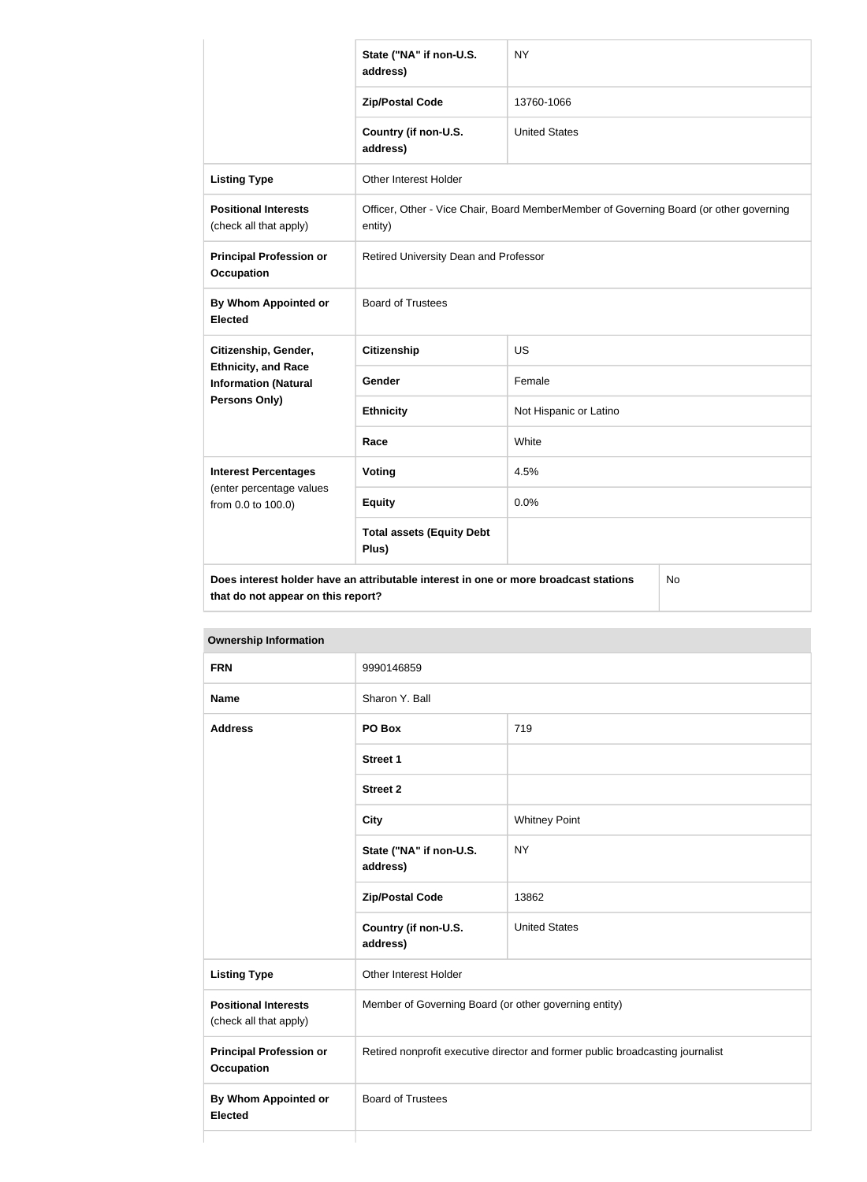| | | |
|---|---|---|
| | State ("NA" if non-U.S. address) | NY |
| | Zip/Postal Code | 13760-1066 |
| | Country (if non-U.S. address) | United States |
| **Listing Type** | Other Interest Holder | |
| **Positional Interests** (check all that apply) | Officer, Other - Vice Chair, Board MemberMember of Governing Board (or other governing entity) | |
| **Principal Profession or Occupation** | Retired University Dean and Professor | |
| **By Whom Appointed or Elected** | Board of Trustees | |
| **Citizenship, Gender, Ethnicity, and Race Information (Natural Persons Only)** | **Citizenship** | US |
| | **Gender** | Female |
| | **Ethnicity** | Not Hispanic or Latino |
| | **Race** | White |
| **Interest Percentages** (enter percentage values from 0.0 to 100.0) | **Voting** | 4.5% |
| | **Equity** | 0.0% |
| | **Total assets (Equity Debt Plus)** | |
| **Does interest holder have an attributable interest in one or more broadcast stations that do not appear on this report?** | | No |

| **Ownership Information** | | |
|---|---|---|
| **FRN** | 9990146859 | |
| **Name** | Sharon Y. Ball | |
| **Address** | **PO Box** | 719 |
| | **Street 1** | |
| | **Street 2** | |
| | **City** | Whitney Point |
| | **State ("NA" if non-U.S. address)** | NY |
| | **Zip/Postal Code** | 13862 |
| | **Country (if non-U.S. address)** | United States |
| **Listing Type** | Other Interest Holder | |
| **Positional Interests** (check all that apply) | Member of Governing Board (or other governing entity) | |
| **Principal Profession or Occupation** | Retired nonprofit executive director and former public broadcasting journalist | |
| **By Whom Appointed or Elected** | Board of Trustees | |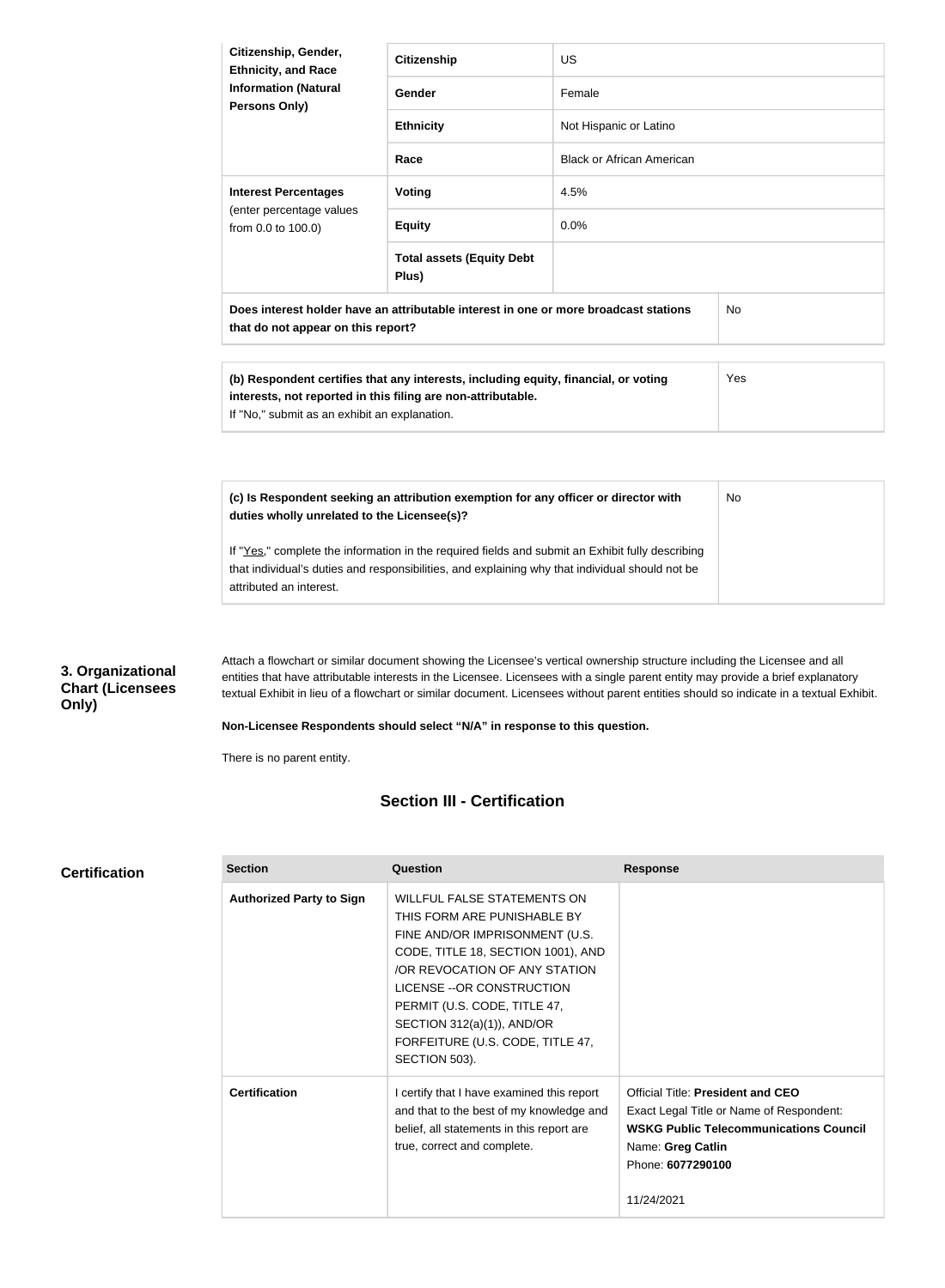| | | |
|---|---|---|
| **Citizenship, Gender, Ethnicity, and Race Information (Natural Persons Only)** | **Citizenship** | US |
| | **Gender** | Female |
| | **Ethnicity** | Not Hispanic or Latino |
| | **Race** | Black or African American |
| **Interest Percentages** (enter percentage values from 0.0 to 100.0) | **Voting** | 4.5% |
| | **Equity** | 0.0% |
| | **Total assets (Equity Debt Plus)** | |
| **Does interest holder have an attributable interest in one or more broadcast stations that do not appear on this report?** | | No |

| | |
|---|---|
| **(b) Respondent certifies that any interests, including equity, financial, or voting interests, not reported in this filing are non-attributable.** If "No," submit as an exhibit an explanation. | Yes |

| | |
|---|---|
| **(c) Is Respondent seeking an attribution exemption for any officer or director with duties wholly unrelated to the Licensee(s)?** If "Yes," complete the information in the required fields and submit an Exhibit fully describing that individual's duties and responsibilities, and explaining why that individual should not be attributed an interest. | No |

### 3. Organizational Chart (Licensees Only)

Attach a flowchart or similar document showing the Licensee's vertical ownership structure including the Licensee and all entities that have attributable interests in the Licensee. Licensees with a single parent entity may provide a brief explanatory textual Exhibit in lieu of a flowchart or similar document. Licensees without parent entities should so indicate in a textual Exhibit.

**Non-Licensee Respondents should select "N/A" in response to this question.**

There is no parent entity.

## Section III - Certification

### Certification

| Section | Question | Response |
|---|---|---|
| **Authorized Party to Sign** | WILLFUL FALSE STATEMENTS ON THIS FORM ARE PUNISHABLE BY FINE AND/OR IMPRISONMENT (U.S. CODE, TITLE 18, SECTION 1001), AND /OR REVOCATION OF ANY STATION LICENSE --OR CONSTRUCTION PERMIT (U.S. CODE, TITLE 47, SECTION 312(a)(1)), AND/OR FORFEITURE (U.S. CODE, TITLE 47, SECTION 503). | |
| **Certification** | I certify that I have examined this report and that to the best of my knowledge and belief, all statements in this report are true, correct and complete. | Official Title: **President and CEO**<br>Exact Legal Title or Name of Respondent: **WSKG Public Telecommunications Council**<br>Name: **Greg Catlin**<br>Phone: **6077290100**<br><br>11/24/2021 |